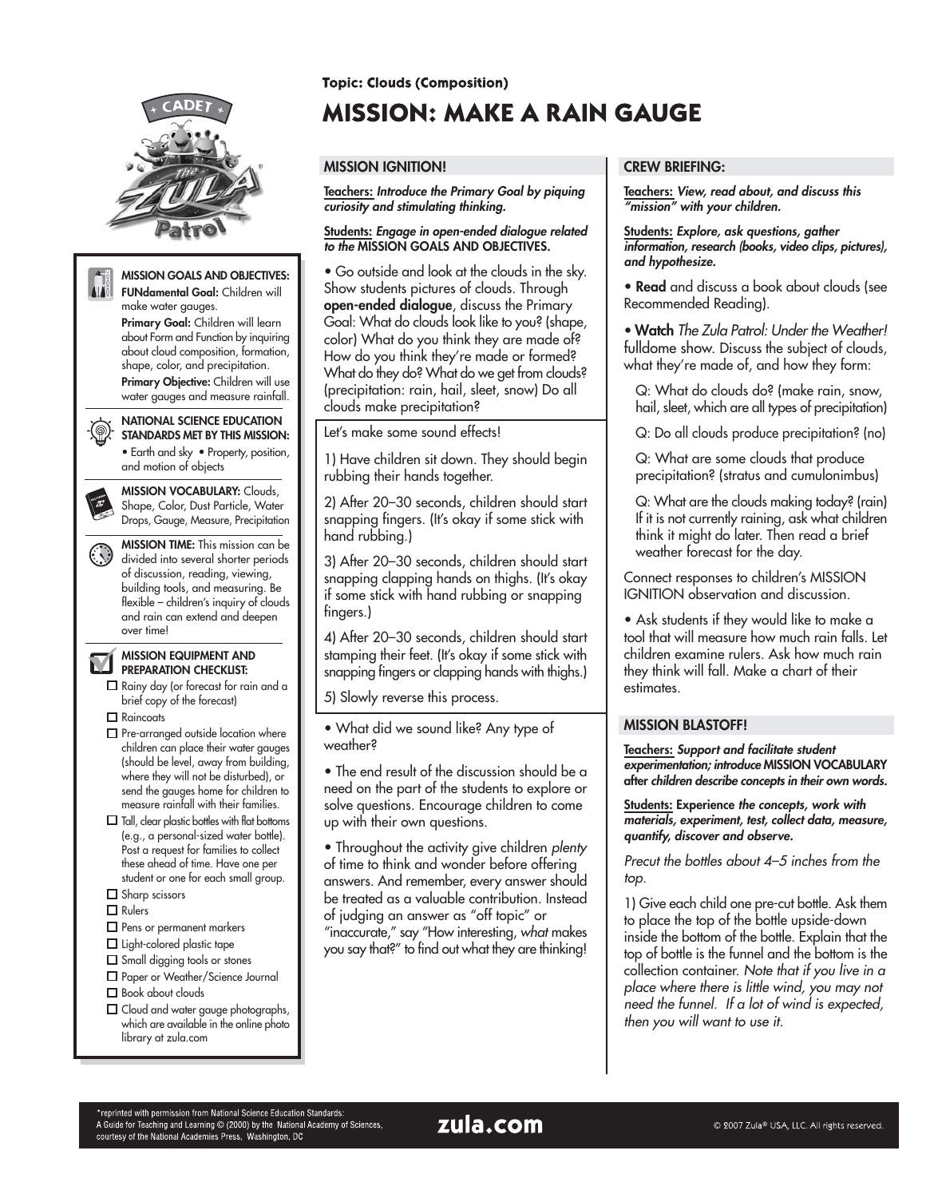Topic: Clouds (Composition)

# MISSION: MAKE A RAIN GAUGE

**MISSION GOALS AND OBJECTIVES:**

**FUNdamental Goal:** Children will make water gauges.

**Primary Goal:** Children will learn about Form and Function by inquiring about cloud composition, formation, shape, color, and precipitation.

**Primary Objective:** Children will use water gauges and measure rainfall.

**NATIONAL SCIENCE EDUCATION STANDARDS MET BY THIS MISSION:**

- Earth and sky
- Property, position, and motion of objects

**MISSION VOCABULARY:** Clouds, Shape, Color, Dust Particle, Water Drops, Gauge, Measure, Precipitation

**MISSION TIME:** This mission can be divided into several shorter periods of discussion, reading, viewing, building tools, and measuring. Be flexible – children's inquiry of clouds and rain can extend and deepen over time!

**MISSION EQUIPMENT AND PREPARATION CHECKLIST:**

- ☐ Rainy day (or forecast for rain and a brief copy of the forecast)
- ☐ Raincoats
- ☐ Pre-arranged outside location where children can place their water gauges (should be level, away from building, where they will not be disturbed), or send the gauges home for children to measure rainfall with their families.
- ☐ Tall, clear plastic bottles with flat bottoms (e.g., a personal-sized water bottle). Post a request for families to collect these ahead of time. Have one per student or one for each small group.
- ☐ Sharp scissors
- ☐ Rulers
- ☐ Pens or permanent markers
- ☐ Light-colored plastic tape
- ☐ Small digging tools or stones
- ☐ Paper or Weather/Science Journal
- ☐ Book about clouds
- ☐ Cloud and water gauge photographs, which are available in the online photo library at zula.com

## MISSION IGNITION!

**Teachers:** ***Introduce the Primary Goal by piquing curiosity and stimulating thinking.***

**Students:** ***Engage in open-ended dialogue related to the* MISSION GOALS AND OBJECTIVES.**

- Go outside and look at the clouds in the sky. Show students pictures of clouds. Through **open-ended dialogue**, discuss the Primary Goal: What do clouds look like to you? (shape, color) What do you think they are made of? How do you think they're made or formed? What do they do? What do we get from clouds? (precipitation: rain, hail, sleet, snow) Do all clouds make precipitation?

Let's make some sound effects!

1) Have children sit down. They should begin rubbing their hands together.

2) After 20–30 seconds, children should start snapping fingers. (It's okay if some stick with hand rubbing.)

3) After 20–30 seconds, children should start snapping clapping hands on thighs. (It's okay if some stick with hand rubbing or snapping fingers.)

4) After 20–30 seconds, children should start stamping their feet. (It's okay if some stick with snapping fingers or clapping hands with thighs.)

5) Slowly reverse this process.

- What did we sound like? Any type of weather?
- The end result of the discussion should be a need on the part of the students to explore or solve questions. Encourage children to come up with their own questions.
- Throughout the activity give children *plenty* of time to think and wonder before offering answers. And remember, every answer should be treated as a valuable contribution. Instead of judging an answer as "off topic" or "inaccurate," say "How interesting, *what* makes you say that?" to find out what they are thinking!

## CREW BRIEFING:

**Teachers:** ***View, read about, and discuss this "mission" with your children.***

**Students:** ***Explore, ask questions, gather information, research (books, video clips, pictures), and hypothesize.***

- **Read** and discuss a book about clouds (see Recommended Reading).
- **Watch** *The Zula Patrol: Under the Weather!* fulldome show. Discuss the subject of clouds, what they're made of, and how they form:

  Q: What do clouds do? (make rain, snow, hail, sleet, which are all types of precipitation)

  Q: Do all clouds produce precipitation? (no)

  Q: What are some clouds that produce precipitation? (stratus and cumulonimbus)

  Q: What are the clouds making today? (rain) If it is not currently raining, ask what children think it might do later. Then read a brief weather forecast for the day.

Connect responses to children's MISSION IGNITION observation and discussion.

- Ask students if they would like to make a tool that will measure how much rain falls. Let children examine rulers. Ask how much rain they think will fall. Make a chart of their estimates.

## MISSION BLASTOFF!

**Teachers:** ***Support and facilitate student experimentation; introduce* MISSION VOCABULARY *after children describe concepts in their own words.***

**Students:** **Experience** ***the concepts, work with materials, experiment, test, collect data, measure, quantify, discover and observe.***

*Precut the bottles about 4–5 inches from the top.*

1) Give each child one pre-cut bottle. Ask them to place the top of the bottle upside-down inside the bottom of the bottle. Explain that the top of bottle is the funnel and the bottom is the collection container. *Note that if you live in a place where there is little wind, you may not need the funnel. If a lot of wind is expected, then you will want to use it.*

*reprinted with permission from National Science Education Standards: A Guide for Teaching and Learning © (2000) by the National Academy of Sciences, courtesy of the National Academies Press, Washington, DC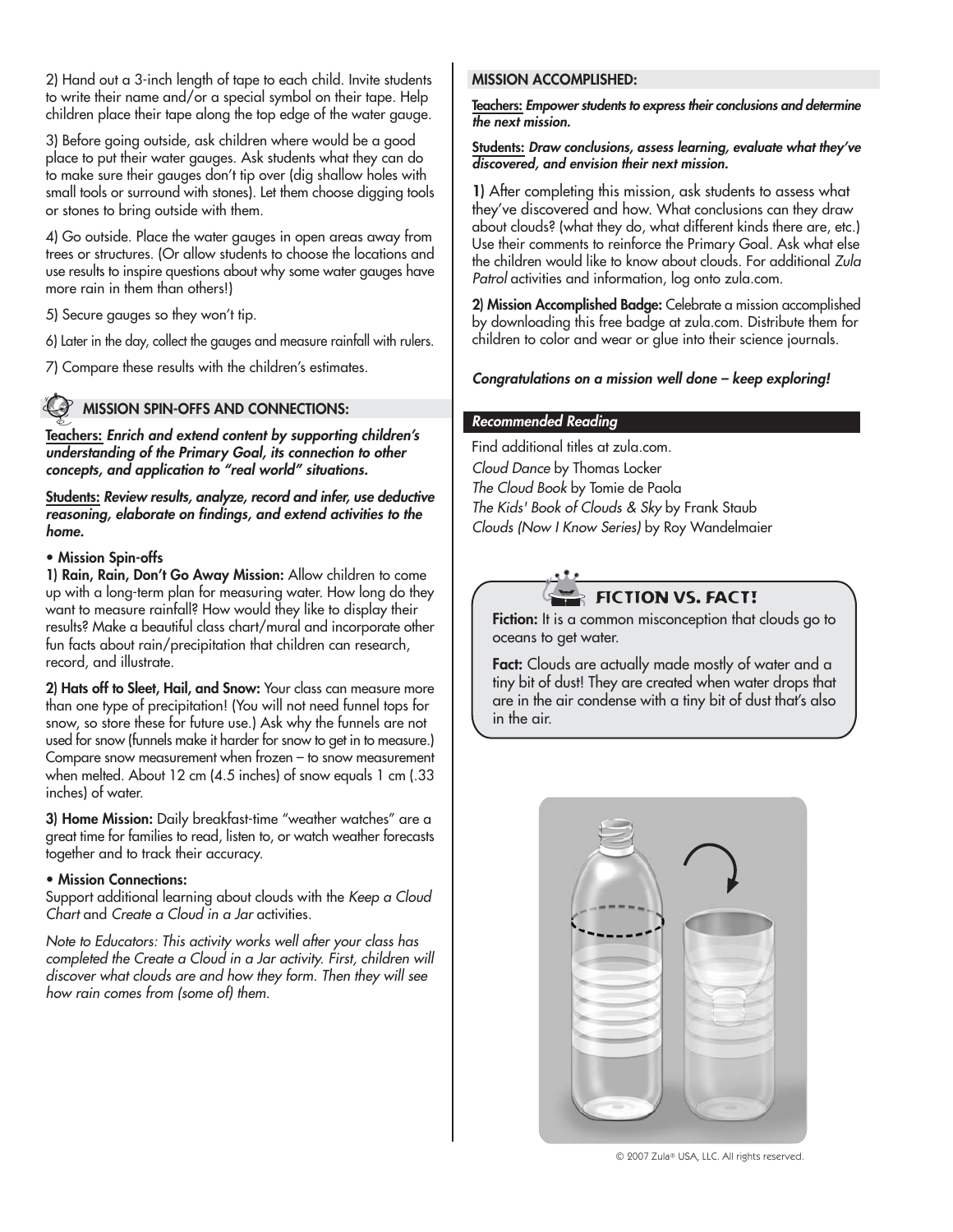2) Hand out a 3-inch length of tape to each child. Invite students to write their name and/or a special symbol on their tape. Help children place their tape along the top edge of the water gauge.

3) Before going outside, ask children where would be a good place to put their water gauges. Ask students what they can do to make sure their gauges don't tip over (dig shallow holes with small tools or surround with stones). Let them choose digging tools or stones to bring outside with them.

4) Go outside. Place the water gauges in open areas away from trees or structures. (Or allow students to choose the locations and use results to inspire questions about why some water gauges have more rain in them than others!)

5) Secure gauges so they won't tip.

6) Later in the day, collect the gauges and measure rainfall with rulers.

7) Compare these results with the children's estimates.

## MISSION SPIN-OFFS AND CONNECTIONS:

**Teachers:** ***Enrich and extend content by supporting children's understanding of the Primary Goal, its connection to other concepts, and application to "real world" situations.***

**Students:** ***Review results, analyze, record and infer, use deductive reasoning, elaborate on findings, and extend activities to the home.***

**• Mission Spin-offs**

**1) Rain, Rain, Don't Go Away Mission:** Allow children to come up with a long-term plan for measuring water. How long do they want to measure rainfall? How would they like to display their results? Make a beautiful class chart/mural and incorporate other fun facts about rain/precipitation that children can research, record, and illustrate.

**2) Hats off to Sleet, Hail, and Snow:** Your class can measure more than one type of precipitation! (You will not need funnel tops for snow, so store these for future use.) Ask why the funnels are not used for snow (funnels make it harder for snow to get in to measure.) Compare snow measurement when frozen – to snow measurement when melted. About 12 cm (4.5 inches) of snow equals 1 cm (.33 inches) of water.

**3) Home Mission:** Daily breakfast-time "weather watches" are a great time for families to read, listen to, or watch weather forecasts together and to track their accuracy.

**• Mission Connections:**

Support additional learning about clouds with the *Keep a Cloud Chart* and *Create a Cloud in a Jar* activities.

*Note to Educators: This activity works well after your class has completed the Create a Cloud in a Jar activity. First, children will discover what clouds are and how they form. Then they will see how rain comes from (some of) them.*

## MISSION ACCOMPLISHED:

**Teachers:** ***Empower students to express their conclusions and determine the next mission.***

**Students:** ***Draw conclusions, assess learning, evaluate what they've discovered, and envision their next mission.***

**1)** After completing this mission, ask students to assess what they've discovered and how. What conclusions can they draw about clouds? (what they do, what different kinds there are, etc.) Use their comments to reinforce the Primary Goal. Ask what else the children would like to know about clouds. For additional *Zula Patrol* activities and information, log onto zula.com.

**2) Mission Accomplished Badge:** Celebrate a mission accomplished by downloading this free badge at zula.com. Distribute them for children to color and wear or glue into their science journals.

***Congratulations on a mission well done – keep exploring!***

### *Recommended Reading*

Find additional titles at zula.com.

*Cloud Dance* by Thomas Locker

*The Cloud Book* by Tomie de Paola

*The Kids' Book of Clouds & Sky* by Frank Staub

*Clouds (Now I Know Series)* by Roy Wandelmaier

### FICTION VS. FACT!

**Fiction:** It is a common misconception that clouds go to oceans to get water.

**Fact:** Clouds are actually made mostly of water and a tiny bit of dust! They are created when water drops that are in the air condense with a tiny bit of dust that's also in the air.

© 2007 Zula® USA, LLC. All rights reserved.